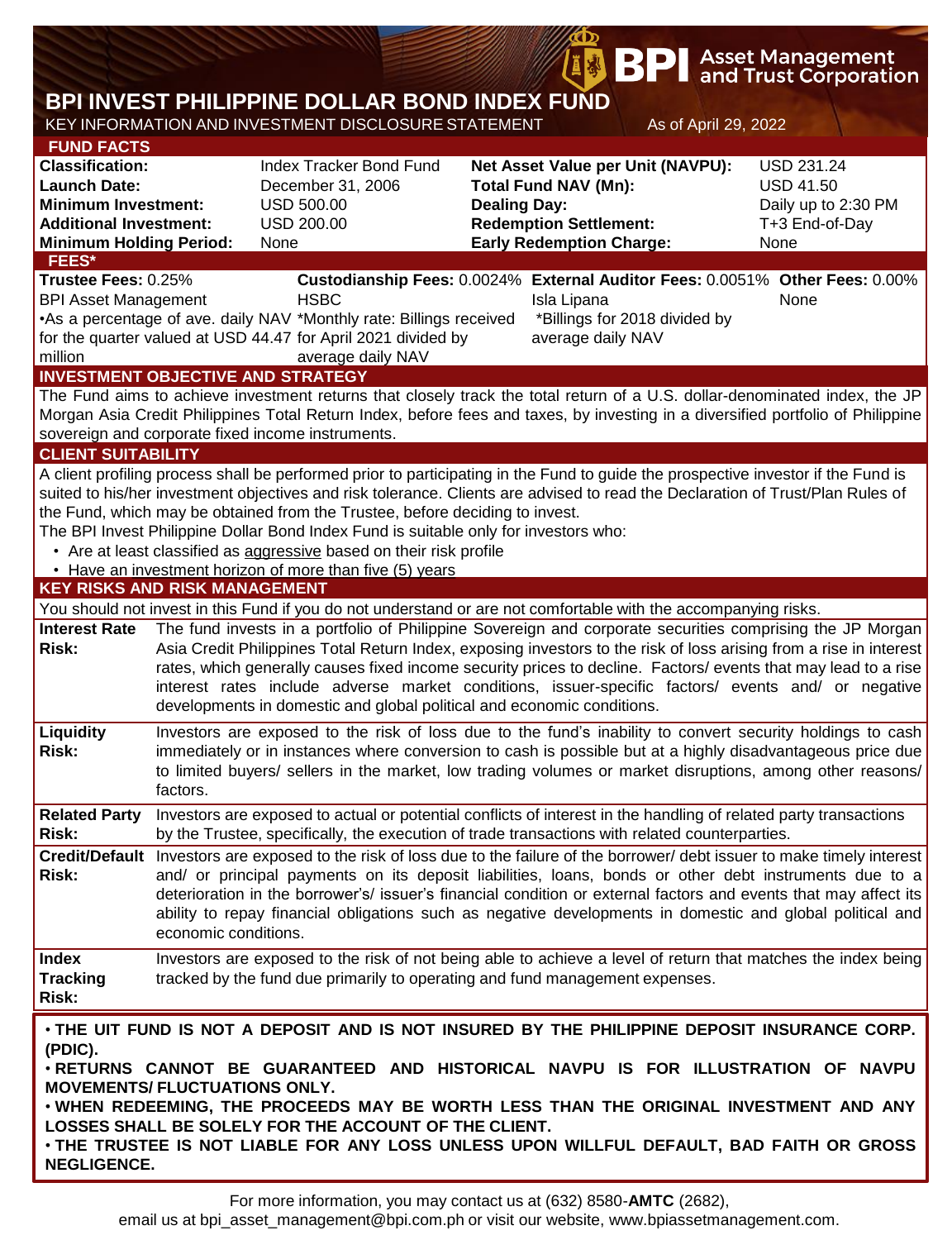BPI Asset Management and Trust Corporation

# BPI INVEST PHILIPPINE DOLLAR BOND INDEX FUND

KEY INFORMATION AND INVESTMENT DISCLOSURE STATEMENT

As of April 29, 2022

## FUND FACTS

| | | | |
|---|---|---|---|
| **Classification:** | Index Tracker Bond Fund | **Net Asset Value per Unit (NAVPU):** | USD 231.24 |
| **Launch Date:** | December 31, 2006 | **Total Fund NAV (Mn):** | USD 41.50 |
| **Minimum Investment:** | USD 500.00 | **Dealing Day:** | Daily up to 2:30 PM |
| **Additional Investment:** | USD 200.00 | **Redemption Settlement:** | T+3 End-of-Day |
| **Minimum Holding Period:** | None | **Early Redemption Charge:** | None |

## FEES*

| **Trustee Fees:** 0.25% | **Custodianship Fees:** 0.0024% | **External Auditor Fees:** 0.0051% | **Other Fees:** 0.00% |
|---|---|---|---|
| BPI Asset Management | HSBC | Isla Lipana | None |
| •As a percentage of ave. daily NAV for the quarter valued at USD 44.47 million | *Monthly rate: Billings received for April 2021 divided by average daily NAV | *Billings for 2018 divided by average daily NAV | |

## INVESTMENT OBJECTIVE AND STRATEGY

The Fund aims to achieve investment returns that closely track the total return of a U.S. dollar-denominated index, the JP Morgan Asia Credit Philippines Total Return Index, before fees and taxes, by investing in a diversified portfolio of Philippine sovereign and corporate fixed income instruments.

## CLIENT SUITABILITY

A client profiling process shall be performed prior to participating in the Fund to guide the prospective investor if the Fund is suited to his/her investment objectives and risk tolerance. Clients are advised to read the Declaration of Trust/Plan Rules of the Fund, which may be obtained from the Trustee, before deciding to invest.

The BPI Invest Philippine Dollar Bond Index Fund is suitable only for investors who:

- Are at least classified as aggressive based on their risk profile
- Have an investment horizon of more than five (5) years

## KEY RISKS AND RISK MANAGEMENT

You should not invest in this Fund if you do not understand or are not comfortable with the accompanying risks.

| | |
|---|---|
| **Interest Rate Risk:** | The fund invests in a portfolio of Philippine Sovereign and corporate securities comprising the JP Morgan Asia Credit Philippines Total Return Index, exposing investors to the risk of loss arising from a rise in interest rates, which generally causes fixed income security prices to decline. Factors/ events that may lead to a rise interest rates include adverse market conditions, issuer-specific factors/ events and/ or negative developments in domestic and global political and economic conditions. |
| **Liquidity Risk:** | Investors are exposed to the risk of loss due to the fund's inability to convert security holdings to cash immediately or in instances where conversion to cash is possible but at a highly disadvantageous price due to limited buyers/ sellers in the market, low trading volumes or market disruptions, among other reasons/ factors. |
| **Related Party Risk:** | Investors are exposed to actual or potential conflicts of interest in the handling of related party transactions by the Trustee, specifically, the execution of trade transactions with related counterparties. |
| **Credit/Default Risk:** | Investors are exposed to the risk of loss due to the failure of the borrower/ debt issuer to make timely interest and/ or principal payments on its deposit liabilities, loans, bonds or other debt instruments due to a deterioration in the borrower's/ issuer's financial condition or external factors and events that may affect its ability to repay financial obligations such as negative developments in domestic and global political and economic conditions. |
| **Index Tracking Risk:** | Investors are exposed to the risk of not being able to achieve a level of return that matches the index being tracked by the fund due primarily to operating and fund management expenses. |

- **THE UIT FUND IS NOT A DEPOSIT AND IS NOT INSURED BY THE PHILIPPINE DEPOSIT INSURANCE CORP. (PDIC).**
- **RETURNS CANNOT BE GUARANTEED AND HISTORICAL NAVPU IS FOR ILLUSTRATION OF NAVPU MOVEMENTS/ FLUCTUATIONS ONLY.**
- **WHEN REDEEMING, THE PROCEEDS MAY BE WORTH LESS THAN THE ORIGINAL INVESTMENT AND ANY LOSSES SHALL BE SOLELY FOR THE ACCOUNT OF THE CLIENT.**
- **THE TRUSTEE IS NOT LIABLE FOR ANY LOSS UNLESS UPON WILLFUL DEFAULT, BAD FAITH OR GROSS NEGLIGENCE.**

For more information, you may contact us at (632) 8580-**AMTC** (2682), email us at bpi_asset_management@bpi.com.ph or visit our website, www.bpiassetmanagement.com.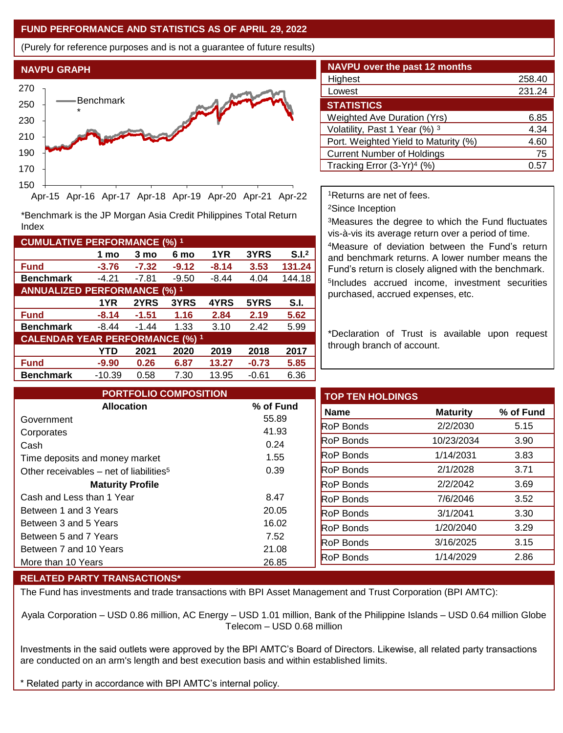## FUND PERFORMANCE AND STATISTICS AS OF APRIL 29, 2022

(Purely for reference purposes and is not a guarantee of future results)

### NAVPU GRAPH

Benchmark*

*Benchmark is the JP Morgan Asia Credit Philippines Total Return Index

### NAVPU over the past 12 months

| | |
|---|---|
| Highest | 258.40 |
| Lowest | 231.24 |

### STATISTICS

| | |
|---|---|
| Weighted Ave Duration (Yrs) | 6.85 |
| Volatility, Past 1 Year (%) [3] | 4.34 |
| Port. Weighted Yield to Maturity (%) | 4.60 |
| Current Number of Holdings | 75 |
| Tracking Error (3-Yr)[4] (%) | 0.57 |

[1]Returns are net of fees.

[2]Since Inception

[3]Measures the degree to which the Fund fluctuates vis-à-vis its average return over a period of time.

[4]Measure of deviation between the Fund's return and benchmark returns. A lower number means the Fund's return is closely aligned with the benchmark.

[5]Includes accrued income, investment securities purchased, accrued expenses, etc.

*Declaration of Trust is available upon request through branch of account.

### CUMULATIVE PERFORMANCE (%) [1]

| | 1 mo | 3 mo | 6 mo | 1YR | 3YRS | S.I.[2] |
|---|---|---|---|---|---|---|
| **Fund** | **-3.76** | **-7.32** | **-9.12** | **-8.14** | **3.53** | **131.24** |
| **Benchmark** | -4.21 | -7.81 | -9.50 | -8.44 | 4.04 | 144.18 |

### ANNUALIZED PERFORMANCE (%) [1]

| | 1YR | 2YRS | 3YRS | 4YRS | 5YRS | S.I. |
|---|---|---|---|---|---|---|
| **Fund** | **-8.14** | **-1.51** | **1.16** | **2.84** | **2.19** | **5.62** |
| **Benchmark** | -8.44 | -1.44 | 1.33 | 3.10 | 2.42 | 5.99 |

### CALENDAR YEAR PERFORMANCE (%) [1]

| | YTD | 2021 | 2020 | 2019 | 2018 | 2017 |
|---|---|---|---|---|---|---|
| **Fund** | **-9.90** | **0.26** | **6.87** | **13.27** | **-0.73** | **5.85** |
| **Benchmark** | -10.39 | 0.58 | 7.30 | 13.95 | -0.61 | 6.36 |

### PORTFOLIO COMPOSITION

| Allocation | % of Fund |
|---|---|
| Government | 55.89 |
| Corporates | 41.93 |
| Cash | 0.24 |
| Time deposits and money market | 1.55 |
| Other receivables – net of liabilities[5] | 0.39 |
| **Maturity Profile** | |
| Cash and Less than 1 Year | 8.47 |
| Between 1 and 3 Years | 20.05 |
| Between 3 and 5 Years | 16.02 |
| Between 5 and 7 Years | 7.52 |
| Between 7 and 10 Years | 21.08 |
| More than 10 Years | 26.85 |

### TOP TEN HOLDINGS

| Name | Maturity | % of Fund |
|---|---|---|
| RoP Bonds | 2/2/2030 | 5.15 |
| RoP Bonds | 10/23/2034 | 3.90 |
| RoP Bonds | 1/14/2031 | 3.83 |
| RoP Bonds | 2/1/2028 | 3.71 |
| RoP Bonds | 2/2/2042 | 3.69 |
| RoP Bonds | 7/6/2046 | 3.52 |
| RoP Bonds | 3/1/2041 | 3.30 |
| RoP Bonds | 1/20/2040 | 3.29 |
| RoP Bonds | 3/16/2025 | 3.15 |
| RoP Bonds | 1/14/2029 | 2.86 |

### RELATED PARTY TRANSACTIONS*

The Fund has investments and trade transactions with BPI Asset Management and Trust Corporation (BPI AMTC):

Ayala Corporation – USD 0.86 million, AC Energy – USD 1.01 million, Bank of the Philippine Islands – USD 0.64 million Globe Telecom – USD 0.68 million

Investments in the said outlets were approved by the BPI AMTC's Board of Directors. Likewise, all related party transactions are conducted on an arm's length and best execution basis and within established limits.

* Related party in accordance with BPI AMTC's internal policy.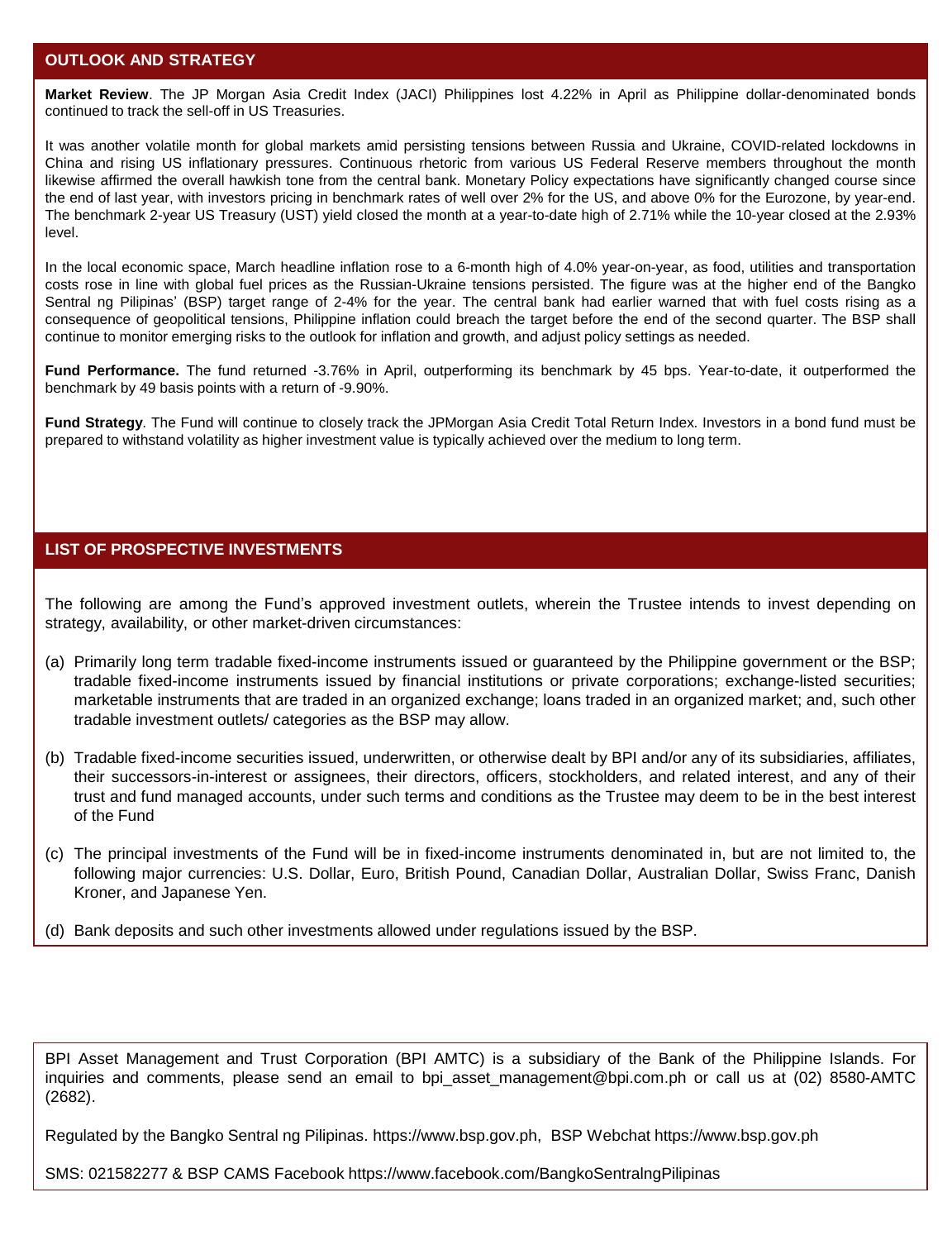## OUTLOOK AND STRATEGY

**Market Review**. The JP Morgan Asia Credit Index (JACI) Philippines lost 4.22% in April as Philippine dollar-denominated bonds continued to track the sell-off in US Treasuries.

It was another volatile month for global markets amid persisting tensions between Russia and Ukraine, COVID-related lockdowns in China and rising US inflationary pressures. Continuous rhetoric from various US Federal Reserve members throughout the month likewise affirmed the overall hawkish tone from the central bank. Monetary Policy expectations have significantly changed course since the end of last year, with investors pricing in benchmark rates of well over 2% for the US, and above 0% for the Eurozone, by year-end. The benchmark 2-year US Treasury (UST) yield closed the month at a year-to-date high of 2.71% while the 10-year closed at the 2.93% level.

In the local economic space, March headline inflation rose to a 6-month high of 4.0% year-on-year, as food, utilities and transportation costs rose in line with global fuel prices as the Russian-Ukraine tensions persisted. The figure was at the higher end of the Bangko Sentral ng Pilipinas' (BSP) target range of 2-4% for the year. The central bank had earlier warned that with fuel costs rising as a consequence of geopolitical tensions, Philippine inflation could breach the target before the end of the second quarter. The BSP shall continue to monitor emerging risks to the outlook for inflation and growth, and adjust policy settings as needed.

**Fund Performance.** The fund returned -3.76% in April, outperforming its benchmark by 45 bps. Year-to-date, it outperformed the benchmark by 49 basis points with a return of -9.90%.

**Fund Strategy**. The Fund will continue to closely track the JPMorgan Asia Credit Total Return Index. Investors in a bond fund must be prepared to withstand volatility as higher investment value is typically achieved over the medium to long term.

## LIST OF PROSPECTIVE INVESTMENTS

The following are among the Fund's approved investment outlets, wherein the Trustee intends to invest depending on strategy, availability, or other market-driven circumstances:

(a) Primarily long term tradable fixed-income instruments issued or guaranteed by the Philippine government or the BSP; tradable fixed-income instruments issued by financial institutions or private corporations; exchange-listed securities; marketable instruments that are traded in an organized exchange; loans traded in an organized market; and, such other tradable investment outlets/ categories as the BSP may allow.

(b) Tradable fixed-income securities issued, underwritten, or otherwise dealt by BPI and/or any of its subsidiaries, affiliates, their successors-in-interest or assignees, their directors, officers, stockholders, and related interest, and any of their trust and fund managed accounts, under such terms and conditions as the Trustee may deem to be in the best interest of the Fund

(c) The principal investments of the Fund will be in fixed-income instruments denominated in, but are not limited to, the following major currencies: U.S. Dollar, Euro, British Pound, Canadian Dollar, Australian Dollar, Swiss Franc, Danish Kroner, and Japanese Yen.

(d) Bank deposits and such other investments allowed under regulations issued by the BSP.

BPI Asset Management and Trust Corporation (BPI AMTC) is a subsidiary of the Bank of the Philippine Islands. For inquiries and comments, please send an email to bpi_asset_management@bpi.com.ph or call us at (02) 8580-AMTC (2682).

Regulated by the Bangko Sentral ng Pilipinas. https://www.bsp.gov.ph, BSP Webchat https://www.bsp.gov.ph

SMS: 021582277 & BSP CAMS Facebook https://www.facebook.com/BangkoSentralngPilipinas